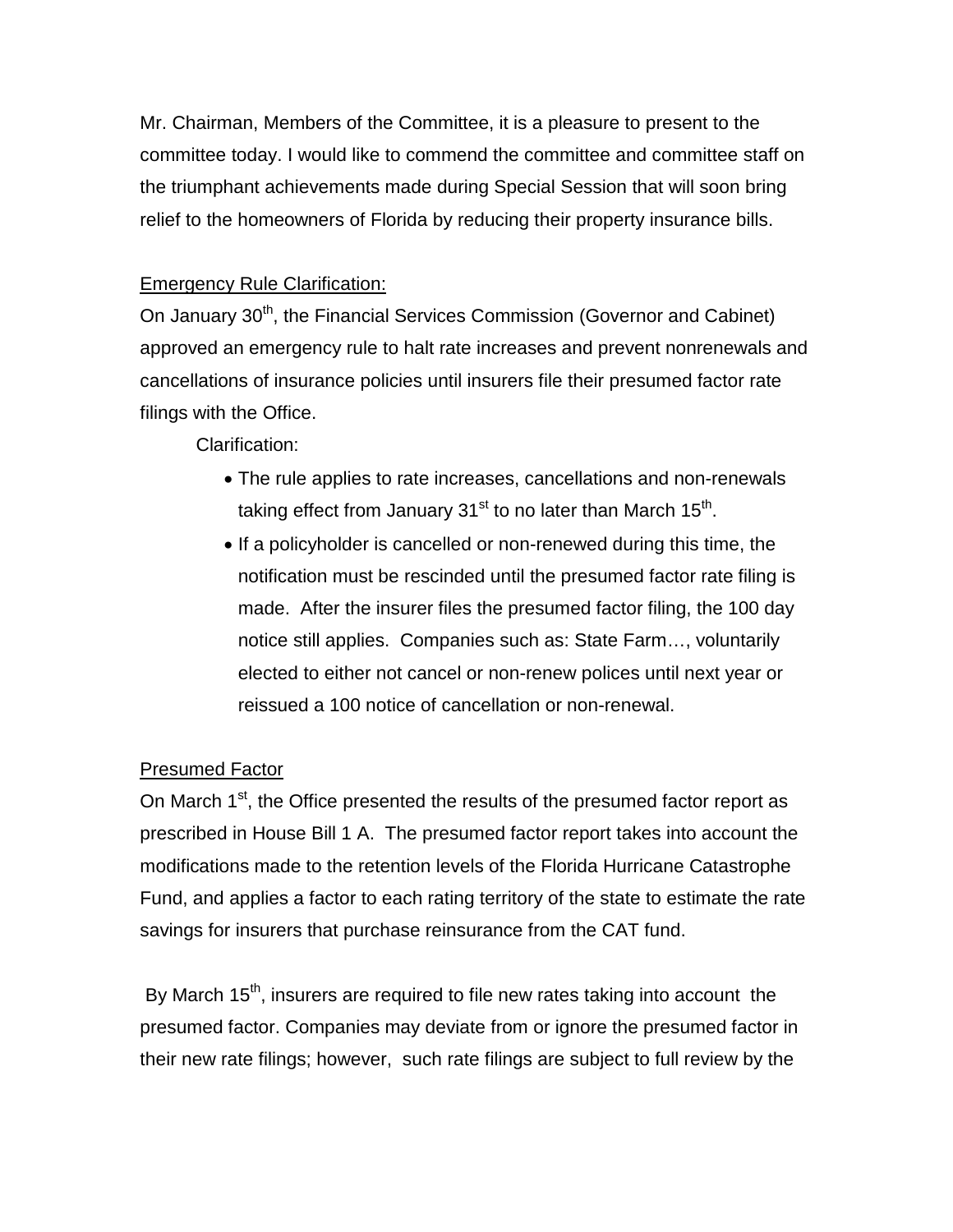Mr. Chairman, Members of the Committee, it is a pleasure to present to the committee today. I would like to commend the committee and committee staff on the triumphant achievements made during Special Session that will soon bring relief to the homeowners of Florida by reducing their property insurance bills.

<u>Emergency Rule Clarification:</u>

On January 30th, the Financial Services Commission (Governor and Cabinet) approved an emergency rule to halt rate increases and prevent nonrenewals and cancellations of insurance policies until insurers file their presumed factor rate filings with the Office.

Clarification:

- The rule applies to rate increases, cancellations and non-renewals taking effect from January 31st to no later than March 15th.
- If a policyholder is cancelled or non-renewed during this time, the notification must be rescinded until the presumed factor rate filing is made. After the insurer files the presumed factor filing, the 100 day notice still applies. Companies such as: State Farm…, voluntarily elected to either not cancel or non-renew polices until next year or reissued a 100 notice of cancellation or non-renewal.

<u>Presumed Factor</u>

On March 1st, the Office presented the results of the presumed factor report as prescribed in House Bill 1 A. The presumed factor report takes into account the modifications made to the retention levels of the Florida Hurricane Catastrophe Fund, and applies a factor to each rating territory of the state to estimate the rate savings for insurers that purchase reinsurance from the CAT fund.

By March 15th, insurers are required to file new rates taking into account the presumed factor. Companies may deviate from or ignore the presumed factor in their new rate filings; however, such rate filings are subject to full review by the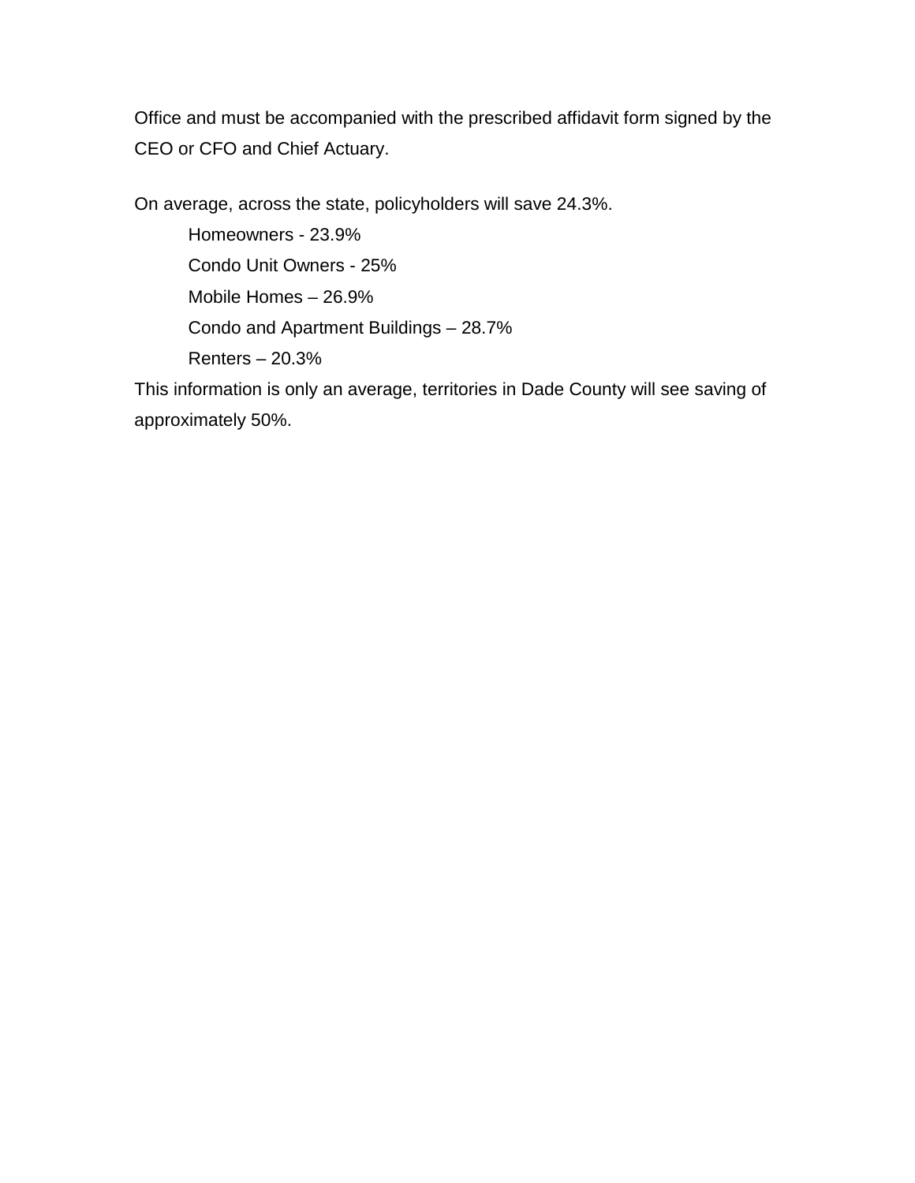Office and must be accompanied with the prescribed affidavit form signed by the CEO or CFO and Chief Actuary.

On average, across the state, policyholders will save 24.3%.

- Homeowners - 23.9%
- Condo Unit Owners - 25%
- Mobile Homes – 26.9%
- Condo and Apartment Buildings – 28.7%
- Renters – 20.3%

This information is only an average, territories in Dade County will see saving of approximately 50%.